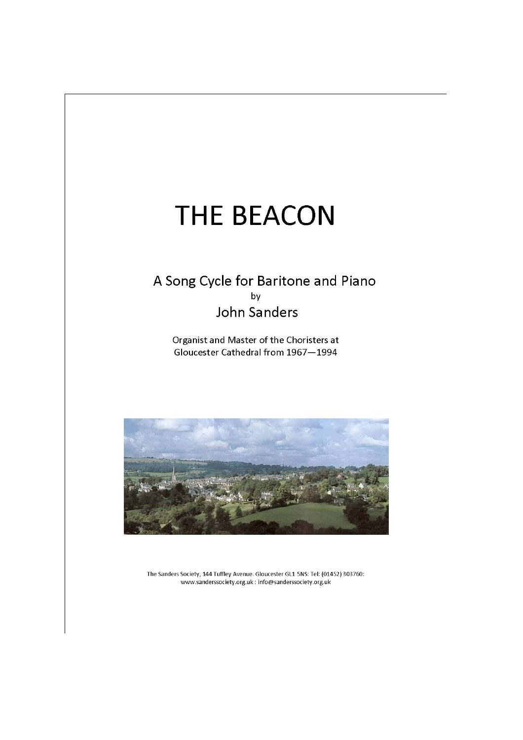# THE BEACON

## A Song Cycle for Baritone and Piano

by

## John Sanders

Organist and Master of the Choristers at Gloucester Cathedral from 1967—1994

The Sanders Society, 144 Tuffley Avenue. Gloucester GL1 5NS: Tel: (01452) 303760: www.sanderssociety.org.uk : info@sanderssociety.org.uk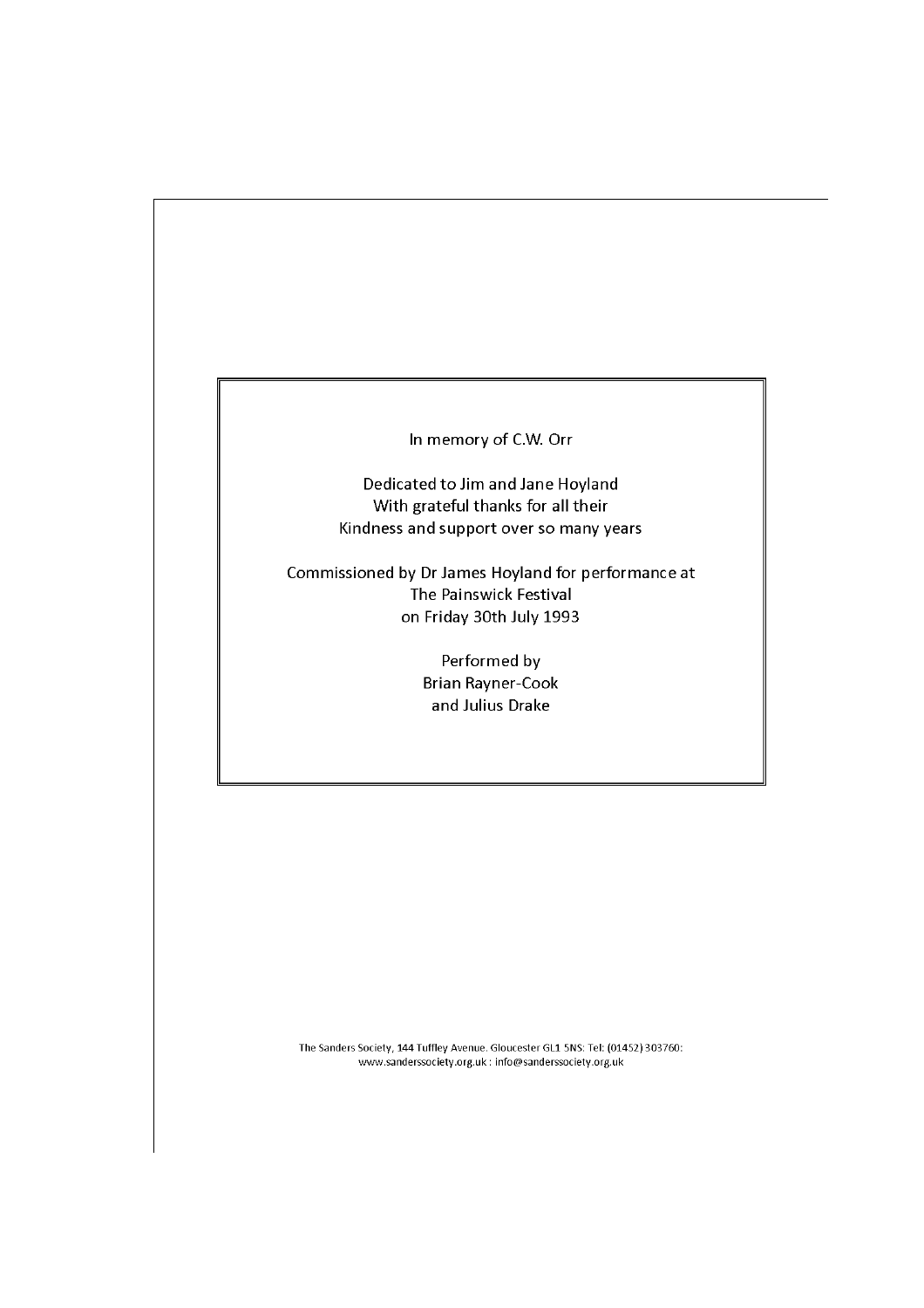In memory of C.W. Orr

Dedicated to Jim and Jane Hoyland  
With grateful thanks for all their  
Kindness and support over so many years

Commissioned by Dr James Hoyland for performance at  
The Painswick Festival  
on Friday 30th July 1993

Performed by  
Brian Rayner-Cook  
and Julius Drake

The Sanders Society, 144 Tuffley Avenue. Gloucester GL1 5NS: Tel: (01452) 303760:  
www.sanderssociety.org.uk : info@sanderssociety.org.uk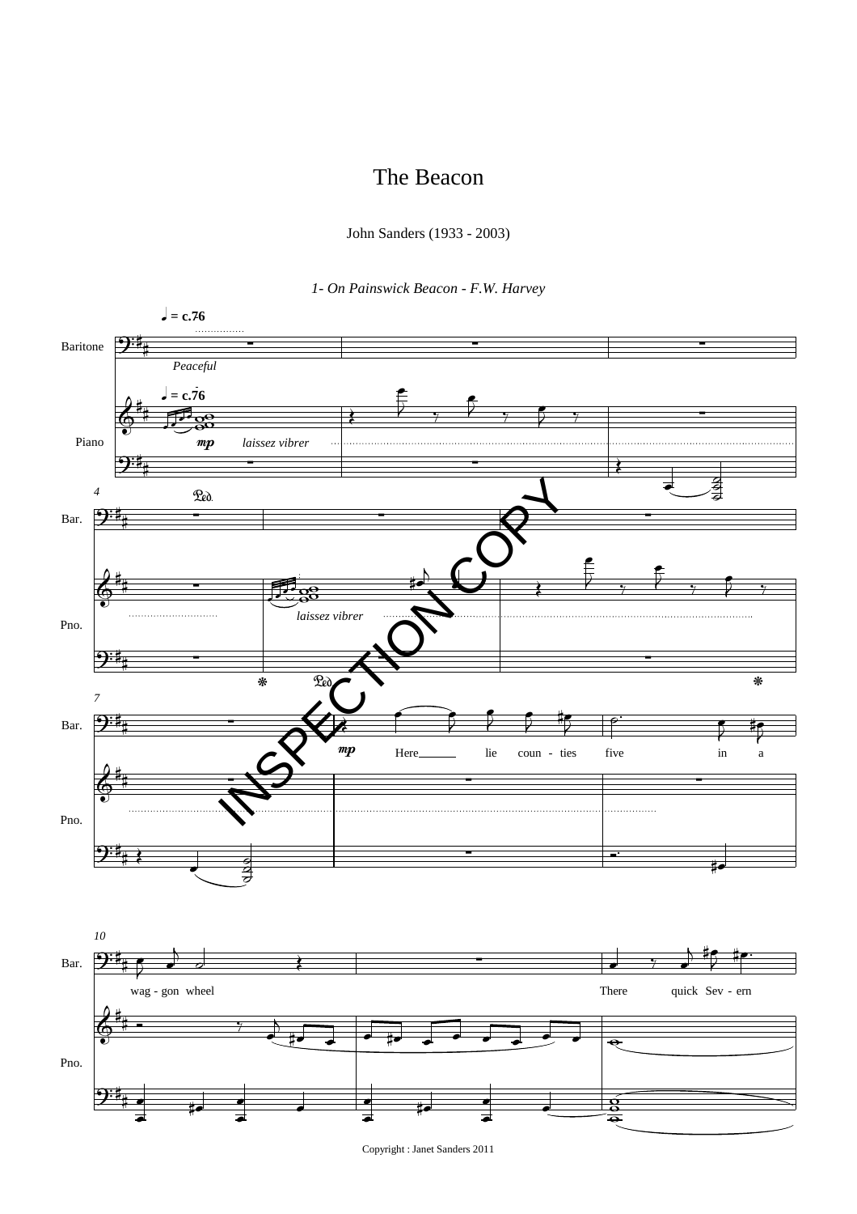# The Beacon

John Sanders (1933 - 2003)

*1- On Painswick Beacon - F.W. Harvey*

Copyright : Janet Sanders 2011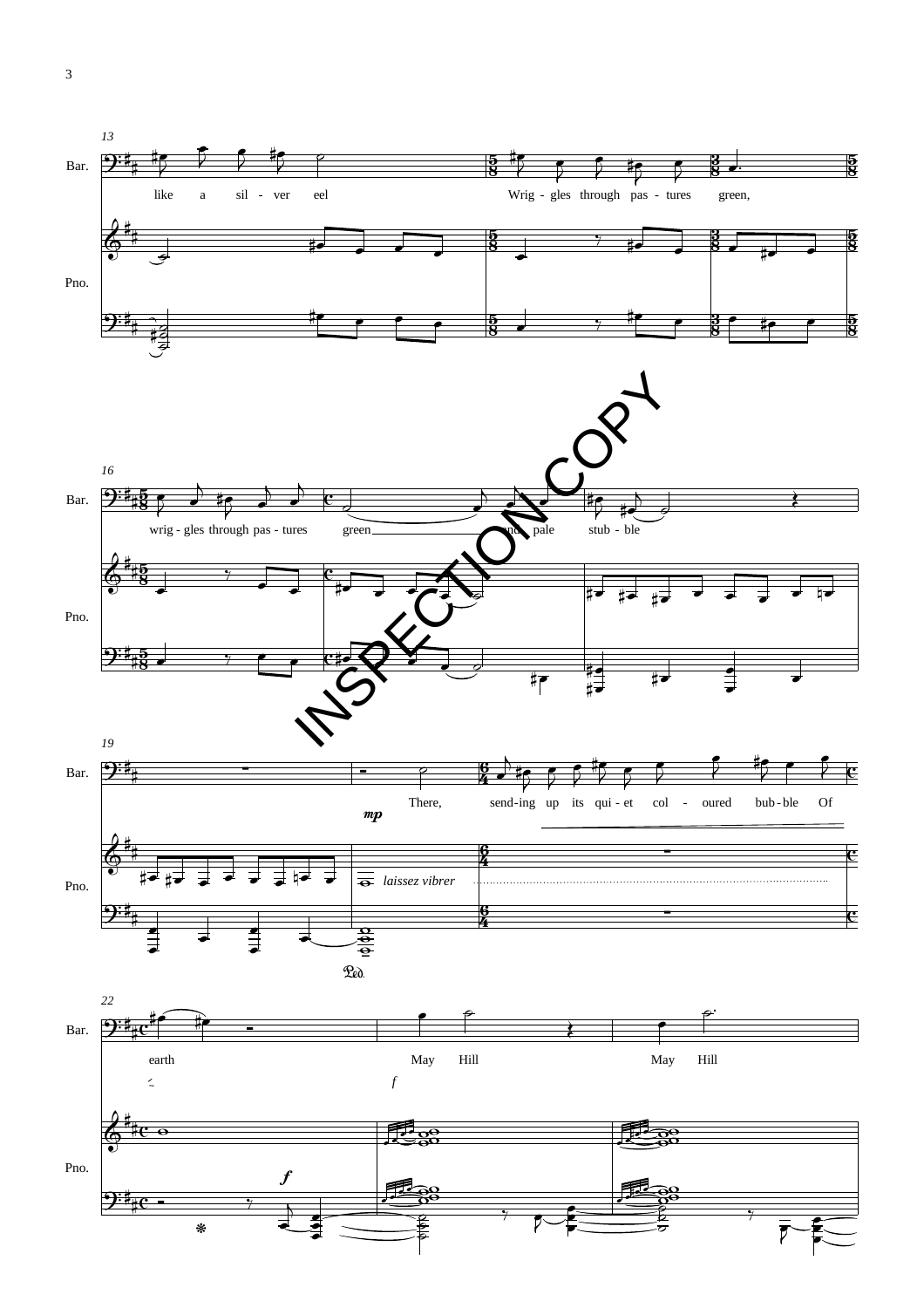Bar.

like a sil - ver eel

Wrig - gles through pas - tures green,

Pno.

Bar.

wrig - gles through pas - tures green and pale stub - ble

Pno.

INSPECTION COPY

Bar.

*mp*

There, send-ing up its qui - et col - oured bub - ble Of

Pno.

*laissez vibrer*

Ped.

Bar.

earth May Hill May Hill

*f*

Pno.

*f*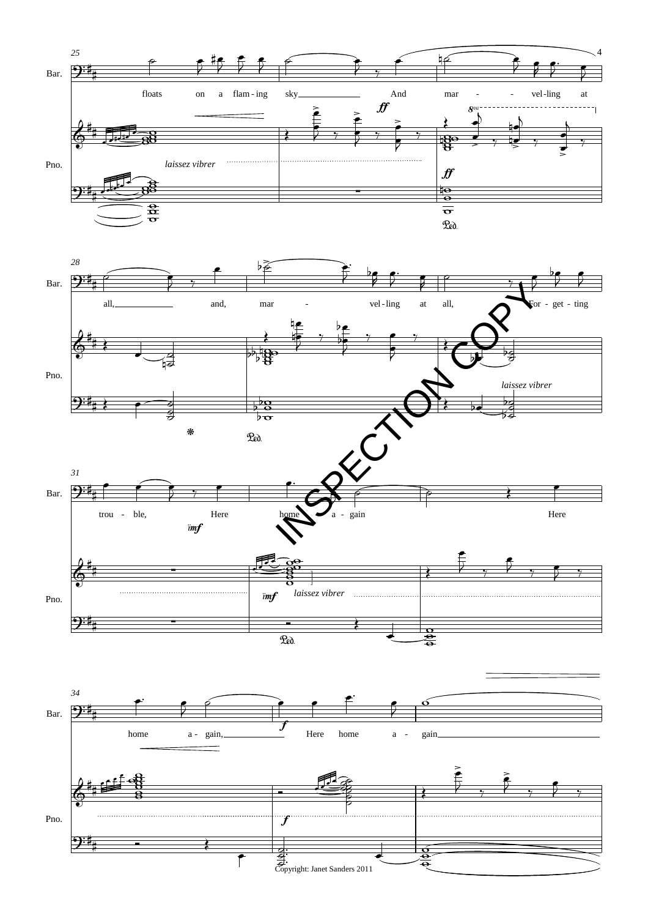25

Bar.

floats on a flam - ing sky And mar - - vel - ling at

Pno.

*ff*

*laissez vibrer*

*ff*

Ped.

28

Bar.

all, and, mar - vel - ling at all, For - get - ting

Pno.

*laissez vibrer*

Ped.

31

Bar.

trou - ble, Here home a - gain Here

*mf*

Pno.

*mf* *laissez vibrer*

Ped.

34

Bar.

home a - gain, Here home a - gain

*f*

Pno.

*f*

INSPECTION COPY

Copyright: Janet Sanders 2011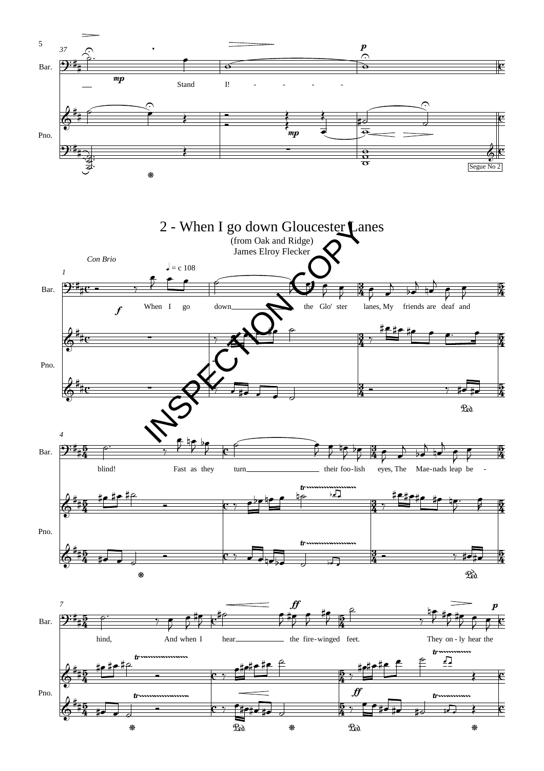# 2 - When I go down Gloucester Lanes

(from Oak and Ridge)

James Elroy Flecker

*Con Brio*

♩ = c 108

When I go down the Glo' ster lanes, My friends are deaf and blind! Fast as they turn their foo-lish eyes, The Mae-nads leap be-hind, And when I hear the fire-winged feet. They on-ly hear the

Segue No 2

INSPECTION COPY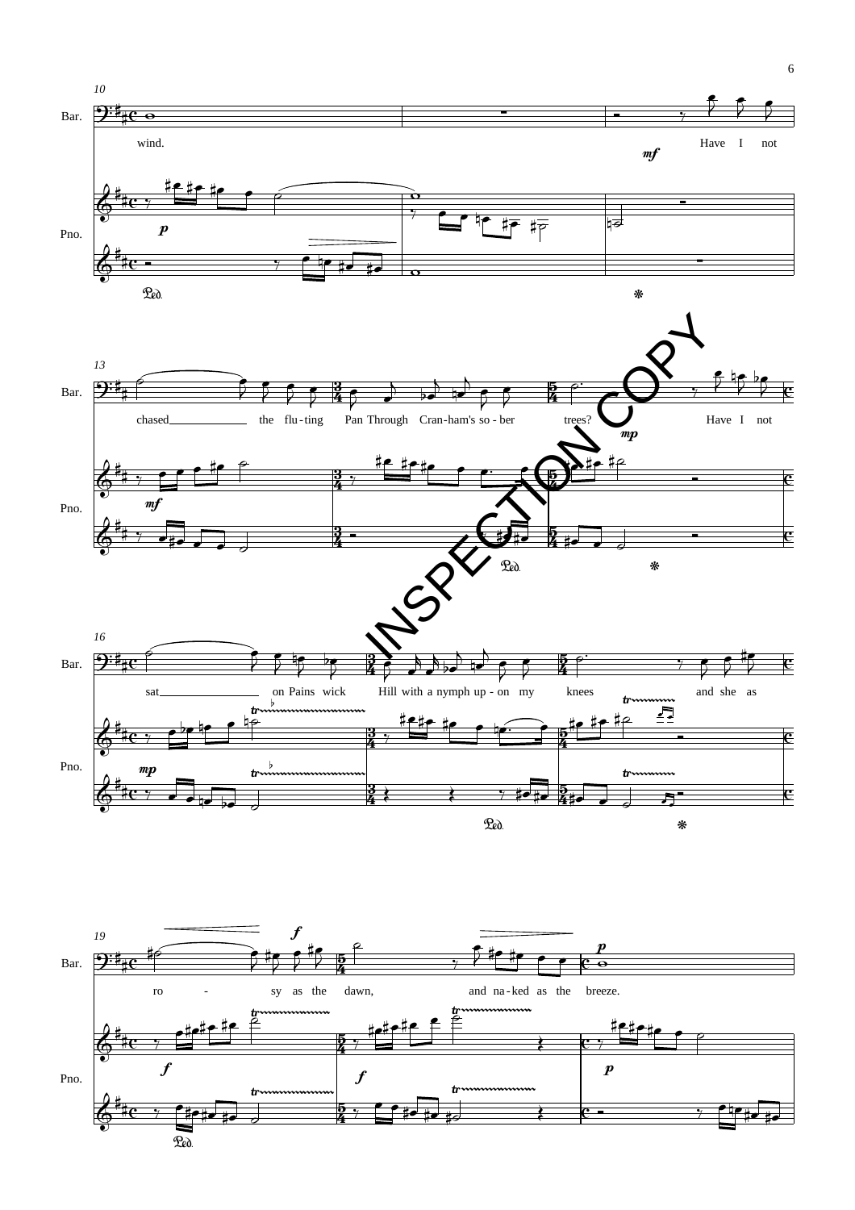Bar.

wind.

Have I not

Pno.

chased the flu-ting Pan Through Cran-ham's so-ber trees? Have I not

sat on Pains wick Hill with a nymph up-on my knees and she as

ro - sy as the dawn, and na-ked as the breeze.

INSPECTION COPY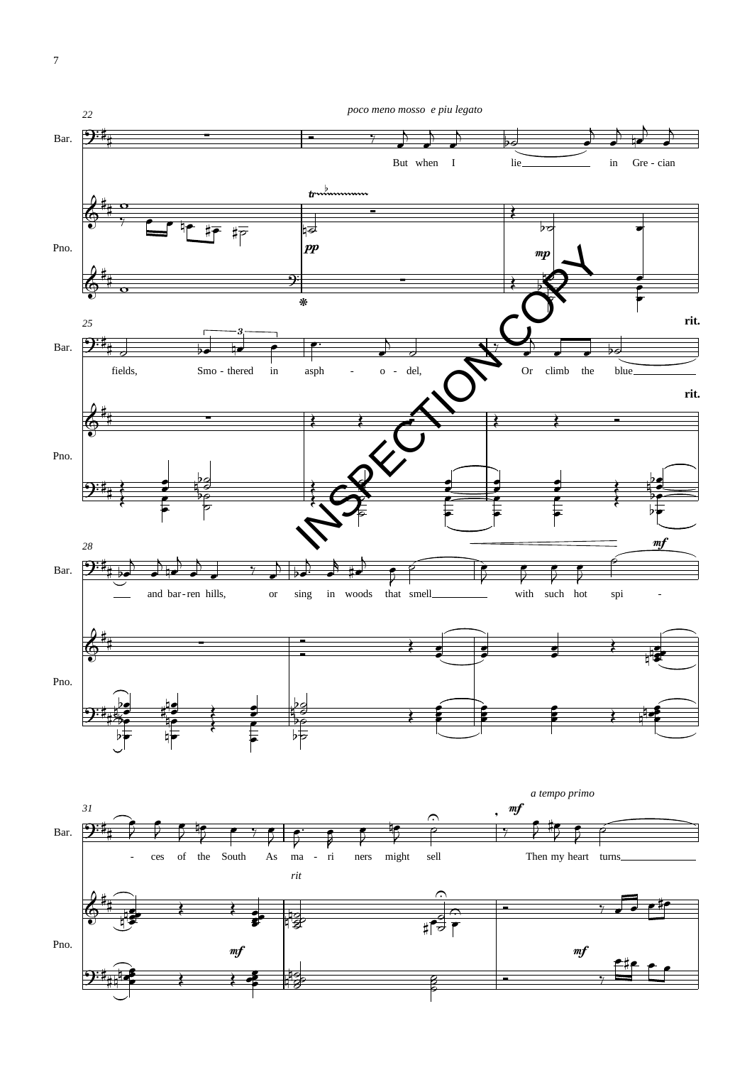*poco meno mosso e piu legato*

Bar.

Pno.

But when I lie in Grecian fields,

Smothered in asphodel,

Or climb the blue and barren hills,

or sing in woods that smell with such hot spices of the South

As mariners might sell

Then my heart turns

*rit.*

*rit*

*a tempo primo*

INSPECTION COPY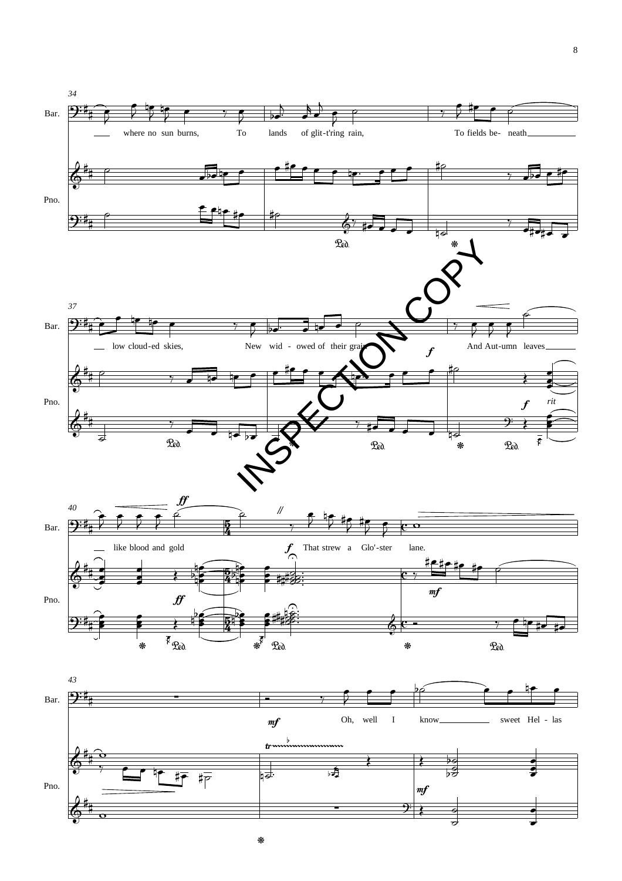34

Bar.

where no sun burns, To lands of glit-t'ring rain, To fields be- neath

Pno.

37

low cloud-ed skies, New wid - owed of their grain, And Aut-umn leaves

*f* *rit*

40

like blood and gold That strew a Glo'-ster lane.

*ff* *f* *mf*

43

Oh, well I know sweet Hel - las

*mf* *tr*

INSPECTION COPY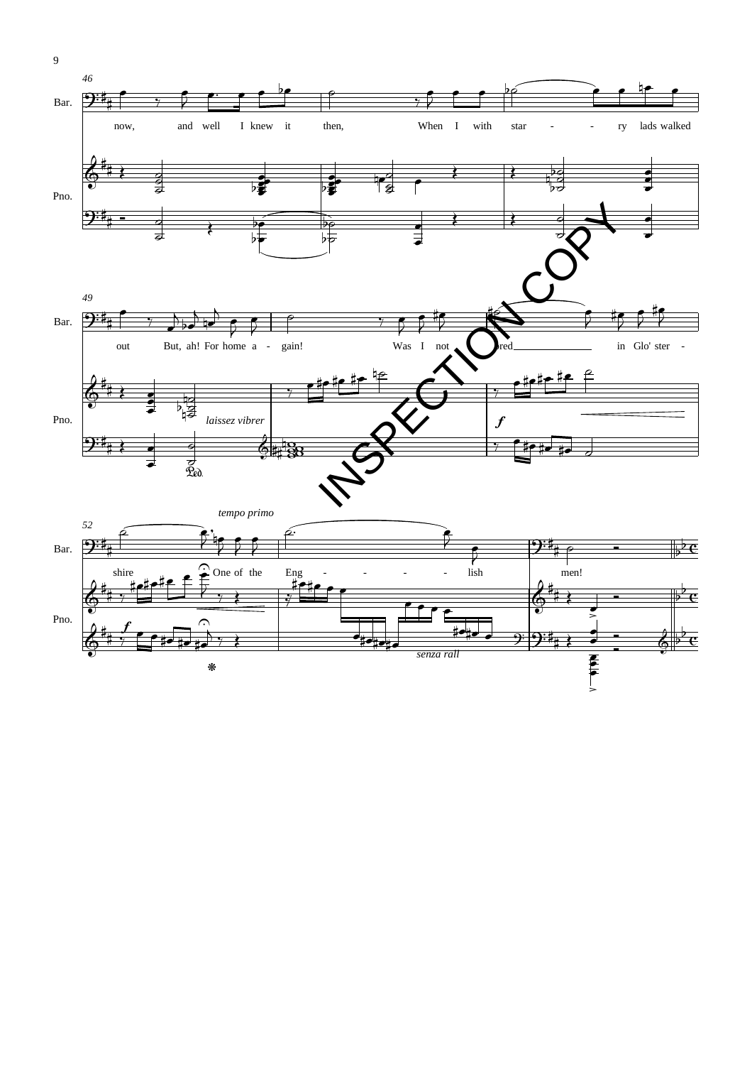46

Bar.

now, and well I knew it then, When I with star - - ry lads walked

Pno.

49

out But, ah! For home a - gain! Was I not ...red in Glo' ster -

*laissez vibrer*

*f*

52

*tempo primo*

shire One of the Eng - - - - lish men!

*f*

*senza rall*

INSPECTION COPY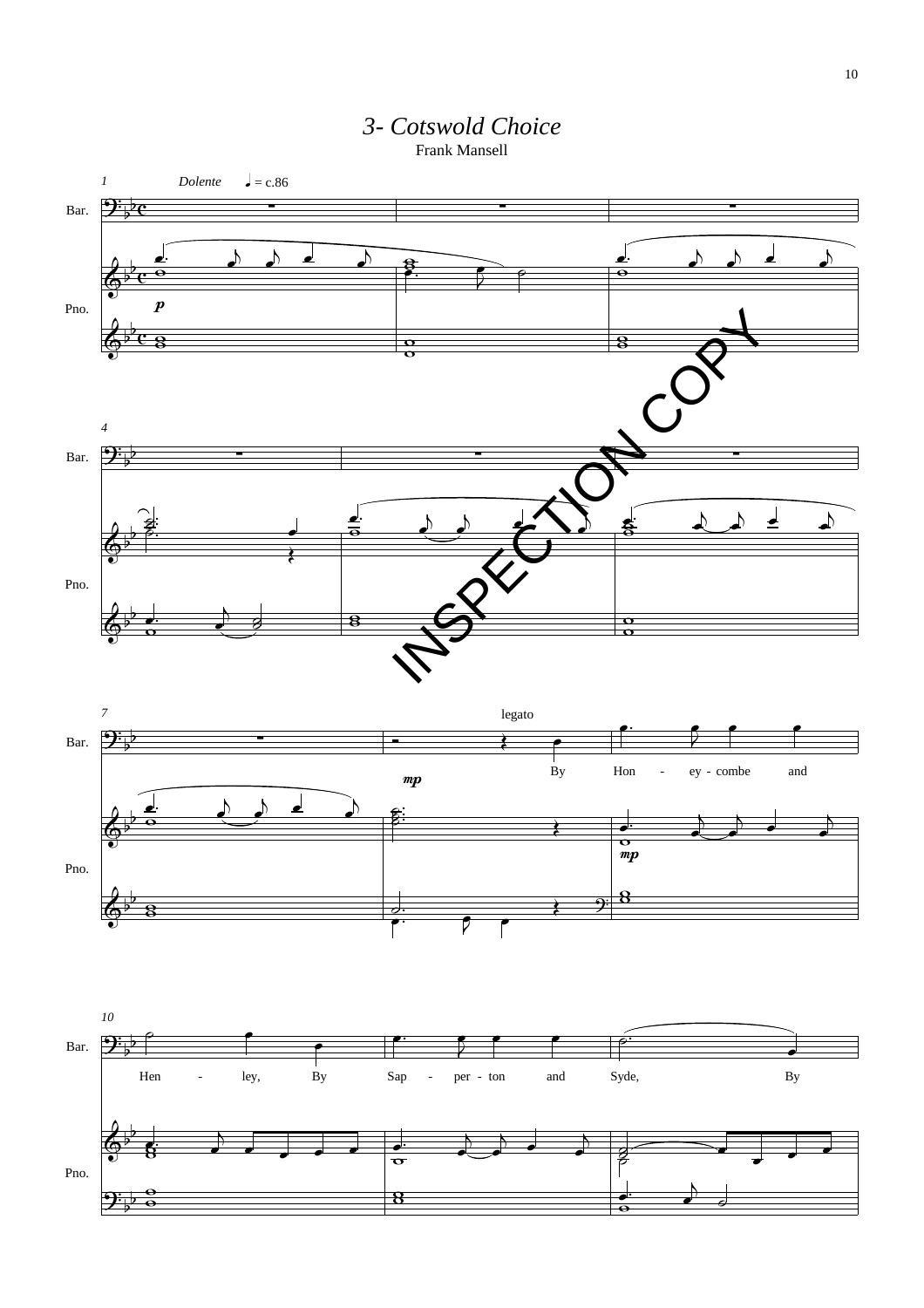# *3- Cotswold Choice*

Frank Mansell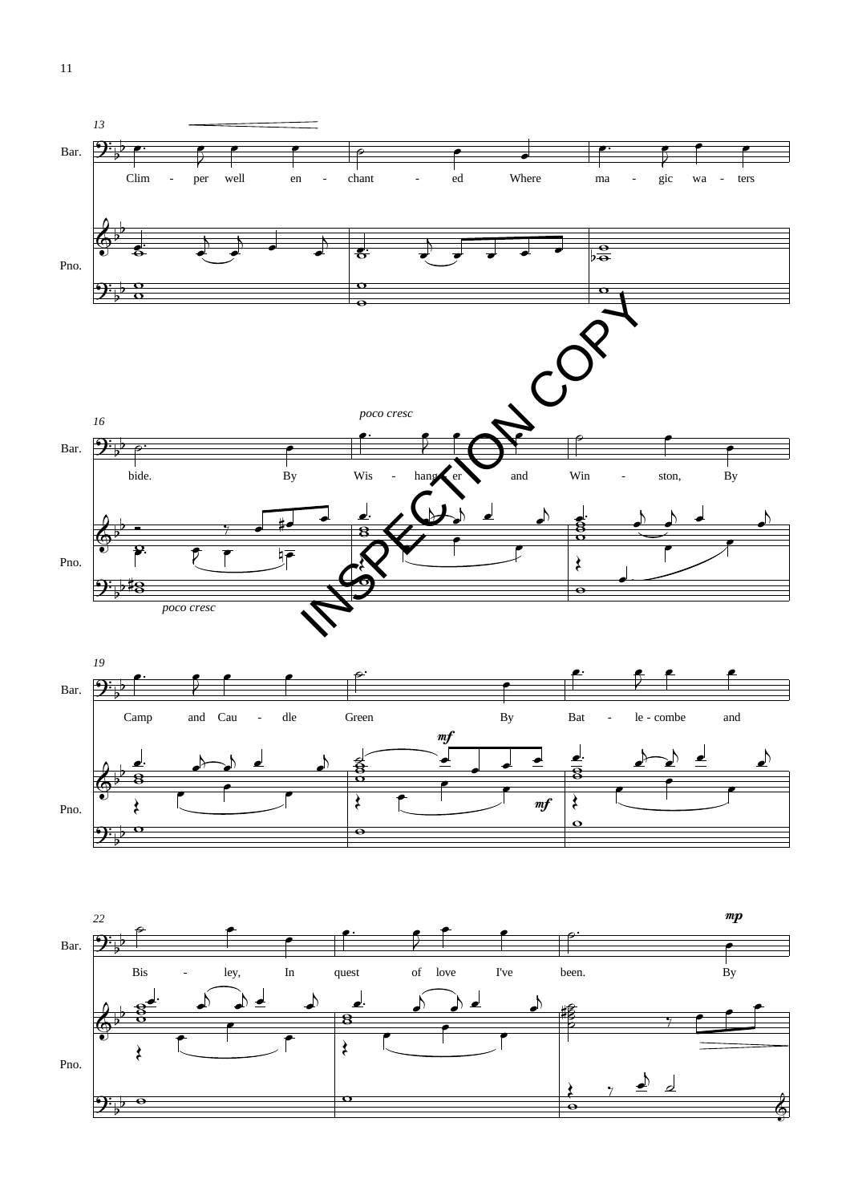13

Bar.

Clim - per well en - chant - ed Where ma - gic wa - ters

Pno.

16

Bar.

*poco cresc*

bide. By Wis - hang - er and Win - ston, By

Pno.

*poco cresc*

19

Bar.

Camp and Cau - dle Green By Bat - le - combe and

Pno.

*mf*

*mf*

22

Bar.

*mp*

Bis - ley, In quest of love I've been. By

Pno.

INSPECTION COPY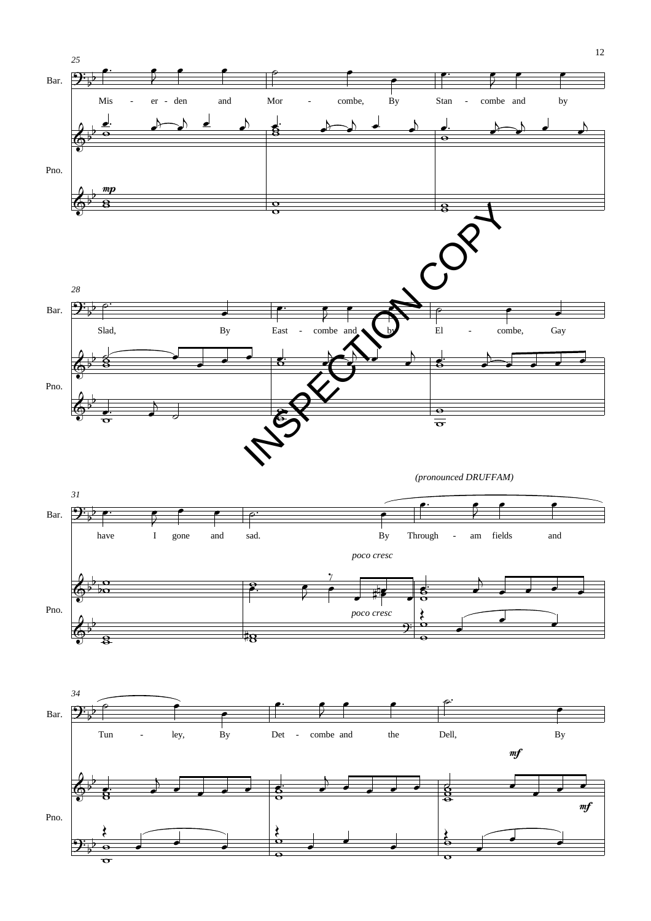25

Bar.

Mis - er - den and Mor - combe, By Stan - combe and by

Pno.

*mp*

28

Bar.

Slad, By East - combe and by El - combe, Gay

Pno.

*(pronounced DRUFFAM)*

31

Bar.

have I gone and sad. By Through - am fields and

*poco cresc*

Pno.

*poco cresc*

34

Bar.

Tun - ley, By Det - combe and the Dell, By

*mf*

Pno.

*mf*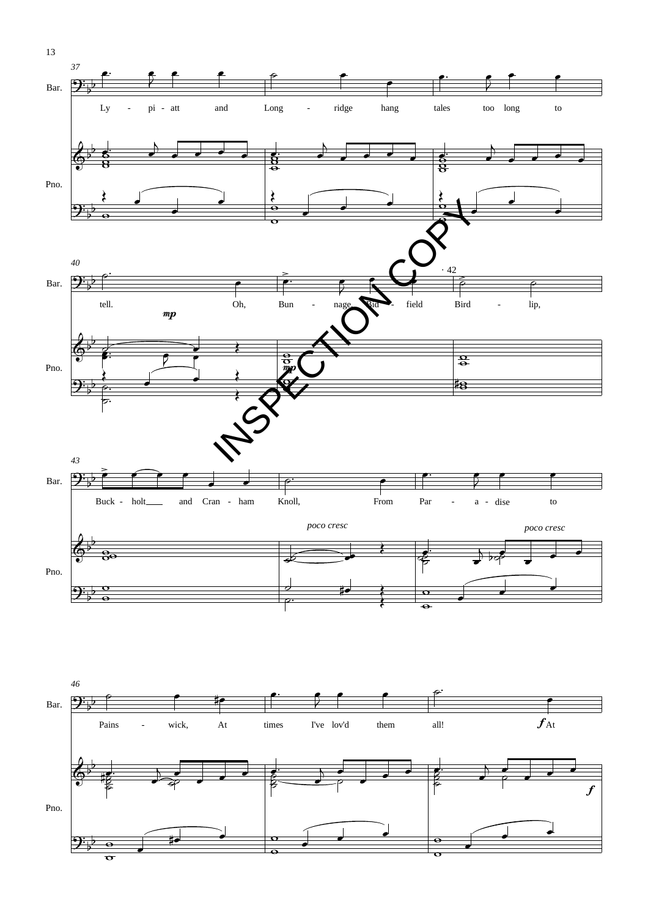Ly - pi - att and Long - ridge hang tales too long to tell.

Oh, Bun - nage, Bid - field Bird - lip, Buck - holt and Cran - ham Knoll,

From Par - a - dise to Pains - wick, At times I've lov'd them all!

At

INSPECTION COPY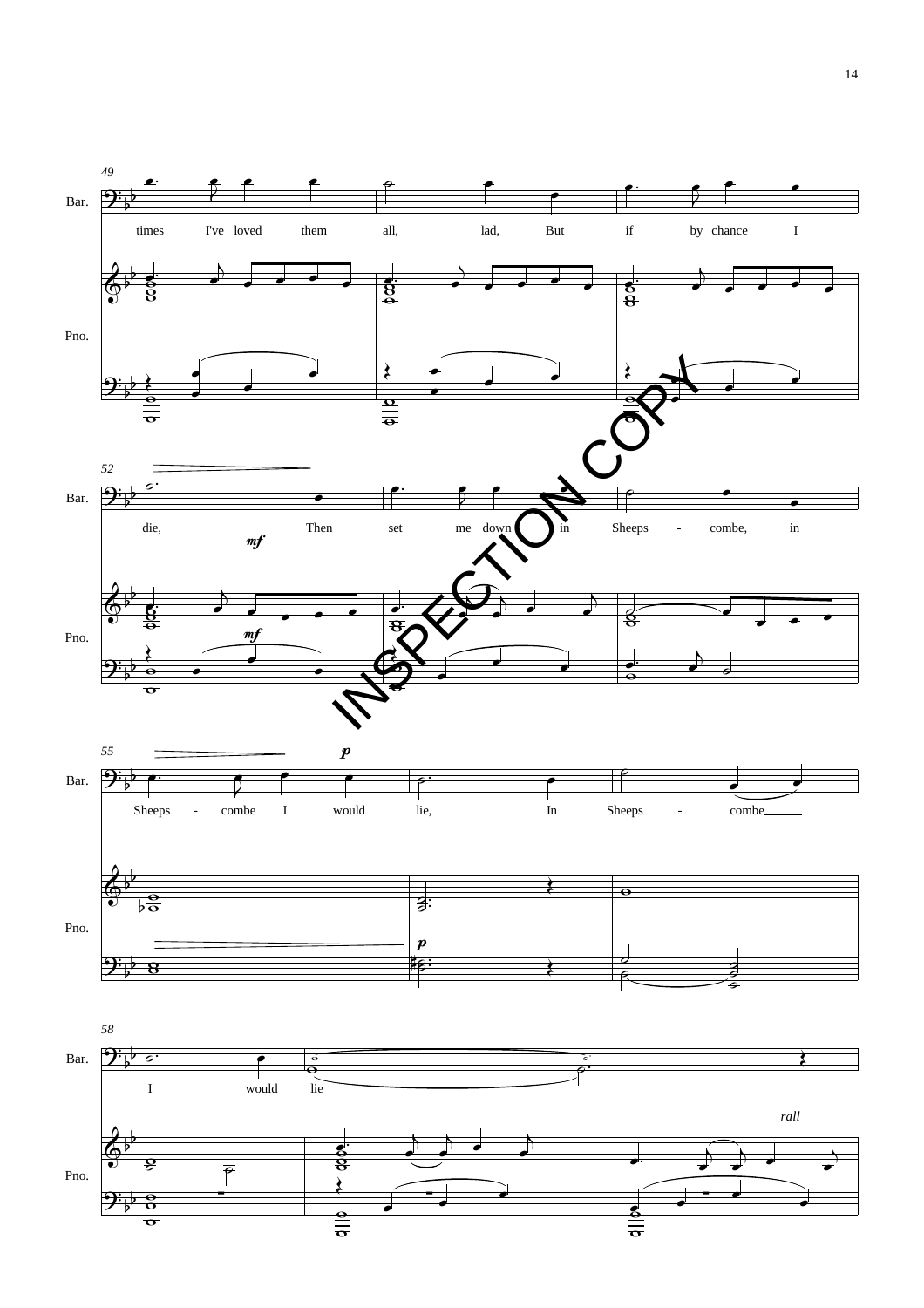49

Bar.: times I've loved them all, lad, But if by chance I

Pno.

52

Bar.: die, Then set me down in Sheeps - combe, in

*mf*

Pno.

55

Bar.: Sheeps - combe I would lie, In Sheeps - combe

*p*

Pno.

58

Bar.: I would lie

*rall*

Pno.

INSPECTION COPY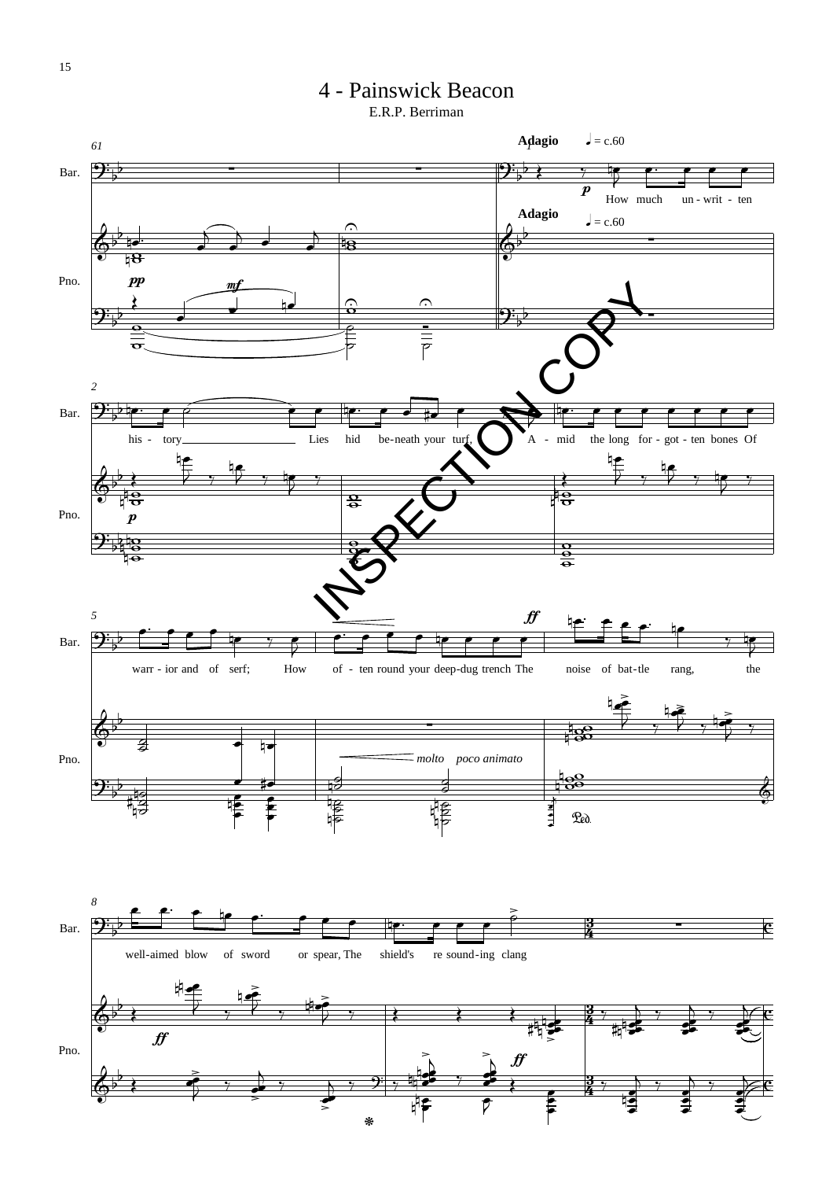# 4 - Painswick Beacon

E.R.P. Berriman

**Adagio** ♩ = c.60

How much un - writ - ten his - tory Lies hid be-neath your turf, A - mid the long for - got - ten bones Of warr - ior and of serf; How of - ten round your deep-dug trench The noise of bat-tle rang, the well-aimed blow of sword or spear, The shield's re sound-ing clang

*molto poco animato*

INSPECTION COPY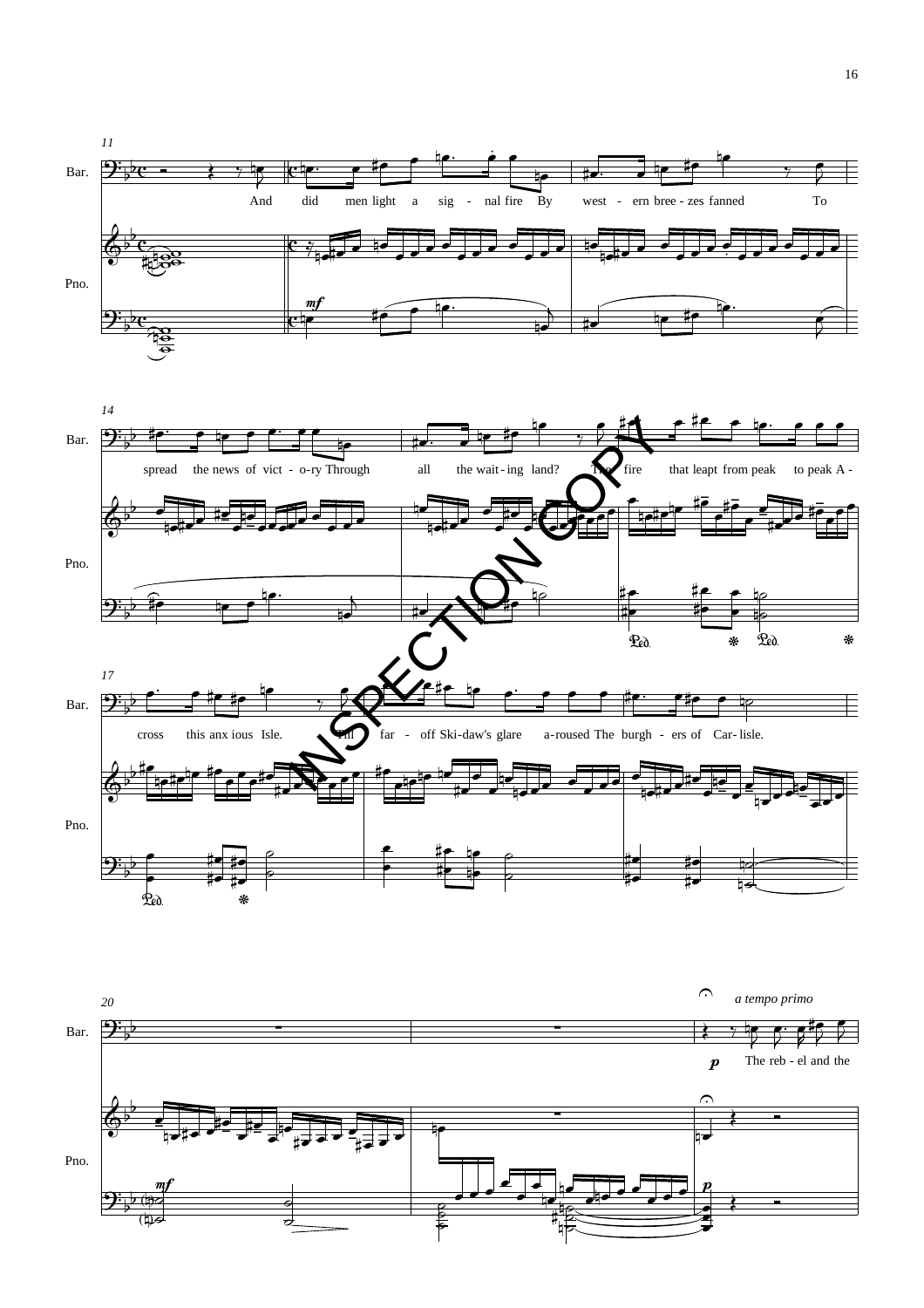Bar.

Pno.

And did men light a sig - nal fire By west - ern bree - zes fanned To

spread the news of vict - o-ry Through all the wait - ing land? The fire that leapt from peak to peak A -

cross this anx ious Isle. Till far - off Ski-daw's glare a-roused The burgh - ers of Car - lisle.

*a tempo primo*

The reb - el and the

INSPECTION COPY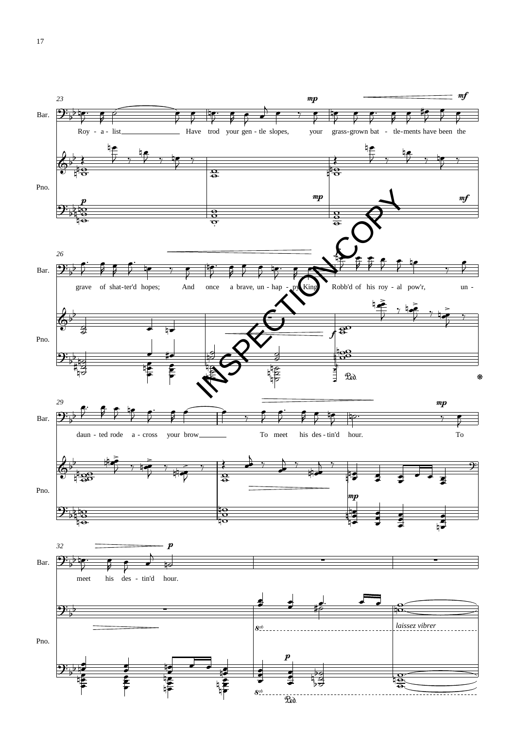23

Bar.

Roy - a - list Have trod your gen - tle slopes, your grass-grown bat - tle-ments have been the

Pno.

26

grave of shat-ter'd hopes; And once a brave, un - hap - py King Robb'd of his roy - al pow'r, un -

Ped.

29

daun - ted rode a - cross your brow To meet his des - tin'd hour. To

32

meet his des - tin'd hour.

*laissez vibrer*

Ped.

INSPECTION COPY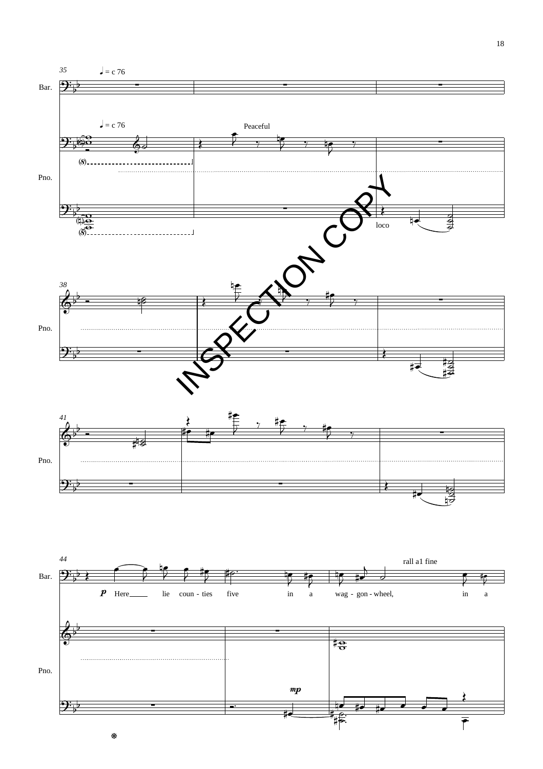35 ♩ = c 76

Bar.

♩ = c 76

Peaceful

Pno.

loco

38

Pno.

41

Pno.

44

rall a1 fine

Bar.

*p* Here\_\_\_\_ lie coun - ties five in a wag - gon - wheel, in a

*mp*

Pno.

INSPECTION COPY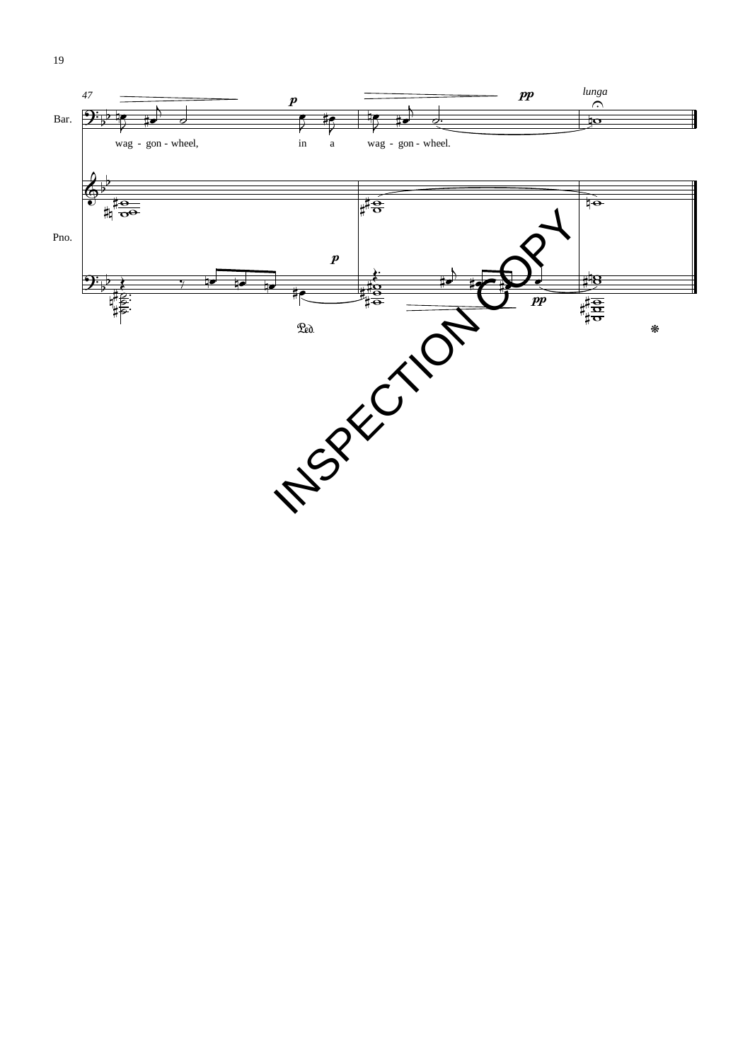Bar.

wag - gon - wheel, in a wag - gon - wheel.

*lunga*

Pno.

INSPECTION COPY